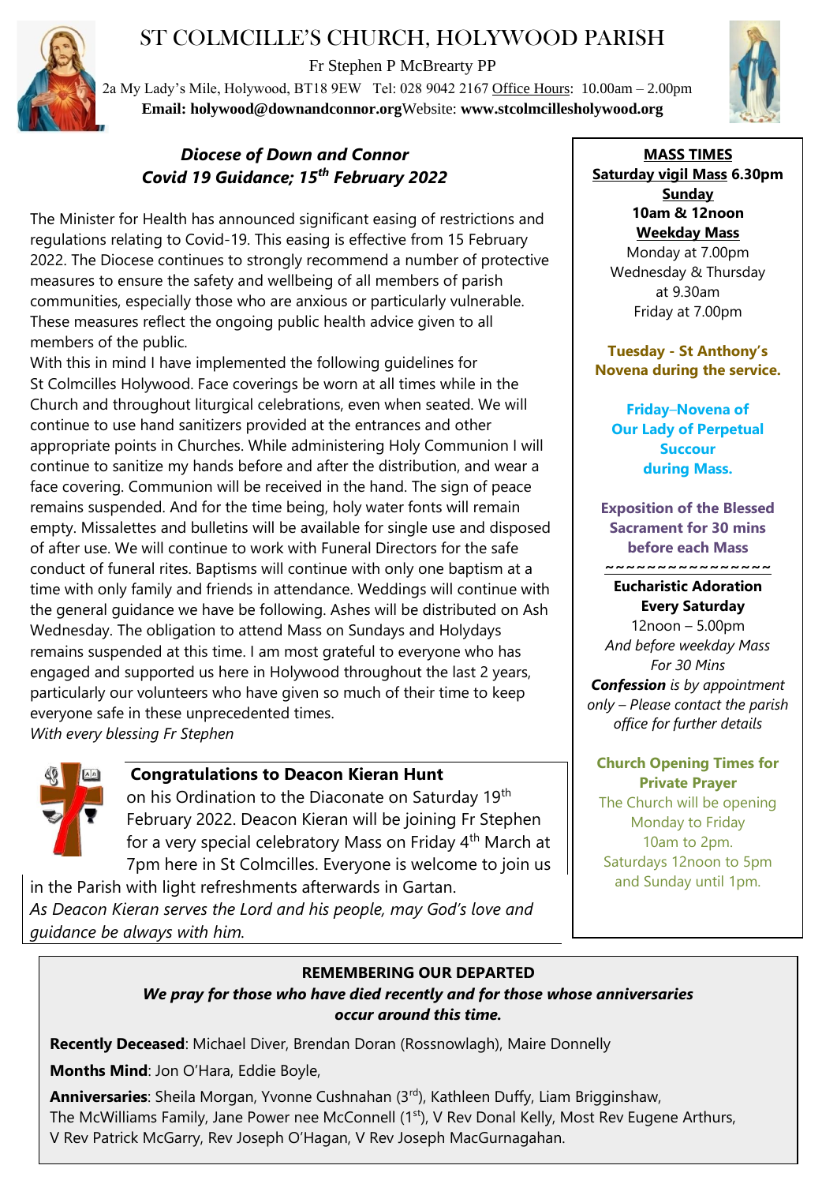# ST COLMCILLE'S CHURCH, HOLYWOOD PARISH

Fr Stephen P McBrearty PP

2a My Lady's Mile, Holywood, BT18 9EW Tel: 028 9042 2167 Office Hours: 10.00am – 2.00pm

**Email: holywood@downandconnor.org** Website: **www.stcolmcillesholywood.org**

## *Diocese of Down and Connor*
## *Covid 19 Guidance; 15th February 2022*

The Minister for Health has announced significant easing of restrictions and regulations relating to Covid-19. This easing is effective from 15 February 2022. The Diocese continues to strongly recommend a number of protective measures to ensure the safety and wellbeing of all members of parish communities, especially those who are anxious or particularly vulnerable. These measures reflect the ongoing public health advice given to all members of the public.

With this in mind I have implemented the following guidelines for St Colmcilles Holywood. Face coverings be worn at all times while in the Church and throughout liturgical celebrations, even when seated. We will continue to use hand sanitizers provided at the entrances and other appropriate points in Churches. While administering Holy Communion I will continue to sanitize my hands before and after the distribution, and wear a face covering. Communion will be received in the hand. The sign of peace remains suspended. And for the time being, holy water fonts will remain empty. Missalettes and bulletins will be available for single use and disposed of after use. We will continue to work with Funeral Directors for the safe conduct of funeral rites. Baptisms will continue with only one baptism at a time with only family and friends in attendance. Weddings will continue with the general guidance we have be following. Ashes will be distributed on Ash Wednesday. The obligation to attend Mass on Sundays and Holydays remains suspended at this time. I am most grateful to everyone who has engaged and supported us here in Holywood throughout the last 2 years, particularly our volunteers who have given so much of their time to keep everyone safe in these unprecedented times.

*With every blessing Fr Stephen*

### Congratulations to Deacon Kieran Hunt

on his Ordination to the Diaconate on Saturday 19th February 2022. Deacon Kieran will be joining Fr Stephen for a very special celebratory Mass on Friday 4th March at 7pm here in St Colmcilles. Everyone is welcome to join us in the Parish with light refreshments afterwards in Gartan.

*As Deacon Kieran serves the Lord and his people, may God's love and guidance be always with him.*

**MASS TIMES**

**Saturday vigil Mass 6.30pm**

**Sunday**

**10am & 12noon**

**Weekday Mass**

Monday at 7.00pm

Wednesday & Thursday at 9.30am

Friday at 7.00pm

**Tuesday - St Anthony's Novena during the service.**

**Friday–Novena of Our Lady of Perpetual Succour during Mass.**

**Exposition of the Blessed Sacrament for 30 mins before each Mass**

~~~~~~~~~~~~~~~~

**Eucharistic Adoration Every Saturday**

12noon – 5.00pm

*And before weekday Mass For 30 Mins*

***Confession** is by appointment only – Please contact the parish office for further details*

**Church Opening Times for Private Prayer**

The Church will be opening Monday to Friday 10am to 2pm. Saturdays 12noon to 5pm and Sunday until 1pm.

### REMEMBERING OUR DEPARTED

***We pray for those who have died recently and for those whose anniversaries occur around this time.***

**Recently Deceased**: Michael Diver, Brendan Doran (Rossnowlagh), Maire Donnelly

**Months Mind**: Jon O'Hara, Eddie Boyle,

**Anniversaries**: Sheila Morgan, Yvonne Cushnahan (3rd), Kathleen Duffy, Liam Brigginshaw, The McWilliams Family, Jane Power nee McConnell (1st), V Rev Donal Kelly, Most Rev Eugene Arthurs, V Rev Patrick McGarry, Rev Joseph O'Hagan, V Rev Joseph MacGurnagahan.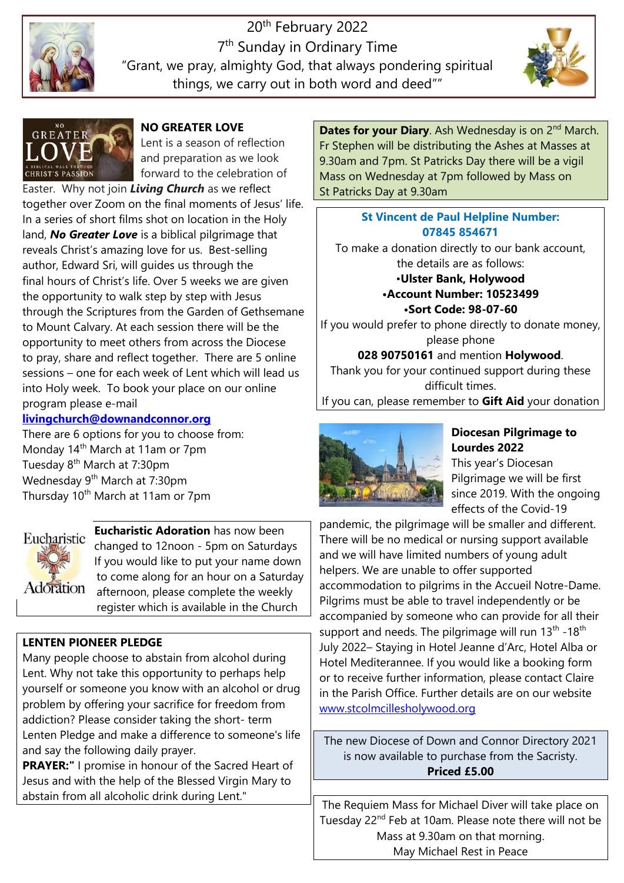20th February 2022

7th Sunday in Ordinary Time

"Grant, we pray, almighty God, that always pondering spiritual things, we carry out in both word and deed""

## NO GREATER LOVE

Lent is a season of reflection and preparation as we look forward to the celebration of Easter. Why not join ***Living Church*** as we reflect together over Zoom on the final moments of Jesus' life. In a series of short films shot on location in the Holy land, ***No Greater Love*** is a biblical pilgrimage that reveals Christ's amazing love for us. Best-selling author, Edward Sri, will guides us through the final hours of Christ's life. Over 5 weeks we are given the opportunity to walk step by step with Jesus through the Scriptures from the Garden of Gethsemane to Mount Calvary. At each session there will be the opportunity to meet others from across the Diocese to pray, share and reflect together. There are 5 online sessions – one for each week of Lent which will lead us into Holy week. To book your place on our online program please e-mail

**livingchurch@downandconnor.org**

There are 6 options for you to choose from:
Monday 14th March at 11am or 7pm
Tuesday 8th March at 7:30pm
Wednesday 9th March at 7:30pm
Thursday 10th March at 11am or 7pm

**Eucharistic Adoration** has now been changed to 12noon - 5pm on Saturdays If you would like to put your name down to come along for an hour on a Saturday afternoon, please complete the weekly register which is available in the Church

## LENTEN PIONEER PLEDGE

Many people choose to abstain from alcohol during Lent. Why not take this opportunity to perhaps help yourself or someone you know with an alcohol or drug problem by offering your sacrifice for freedom from addiction? Please consider taking the short- term Lenten Pledge and make a difference to someone's life and say the following daily prayer.

**PRAYER:"** I promise in honour of the Sacred Heart of Jesus and with the help of the Blessed Virgin Mary to abstain from all alcoholic drink during Lent."

**Dates for your Diary**. Ash Wednesday is on 2nd March. Fr Stephen will be distributing the Ashes at Masses at 9.30am and 7pm. St Patricks Day there will be a vigil Mass on Wednesday at 7pm followed by Mass on St Patricks Day at 9.30am

**St Vincent de Paul Helpline Number: 07845 854671**

To make a donation directly to our bank account, the details are as follows:

- **Ulster Bank, Holywood**
- **Account Number: 10523499**
- **Sort Code: 98-07-60**

If you would prefer to phone directly to donate money, please phone **028 90750161** and mention **Holywood**.

Thank you for your continued support during these difficult times.

If you can, please remember to **Gift Aid** your donation

## Diocesan Pilgrimage to Lourdes 2022

This year's Diocesan Pilgrimage we will be first since 2019. With the ongoing effects of the Covid-19 pandemic, the pilgrimage will be smaller and different. There will be no medical or nursing support available and we will have limited numbers of young adult helpers. We are unable to offer supported accommodation to pilgrims in the Accueil Notre-Dame. Pilgrims must be able to travel independently or be accompanied by someone who can provide for all their support and needs. The pilgrimage will run 13th -18th July 2022– Staying in Hotel Jeanne d'Arc, Hotel Alba or Hotel Mediterannee. If you would like a booking form or to receive further information, please contact Claire in the Parish Office. Further details are on our website www.stcolmcillesholywood.org

The new Diocese of Down and Connor Directory 2021 is now available to purchase from the Sacristy.
**Priced £5.00**

The Requiem Mass for Michael Diver will take place on Tuesday 22nd Feb at 10am. Please note there will not be Mass at 9.30am on that morning.
May Michael Rest in Peace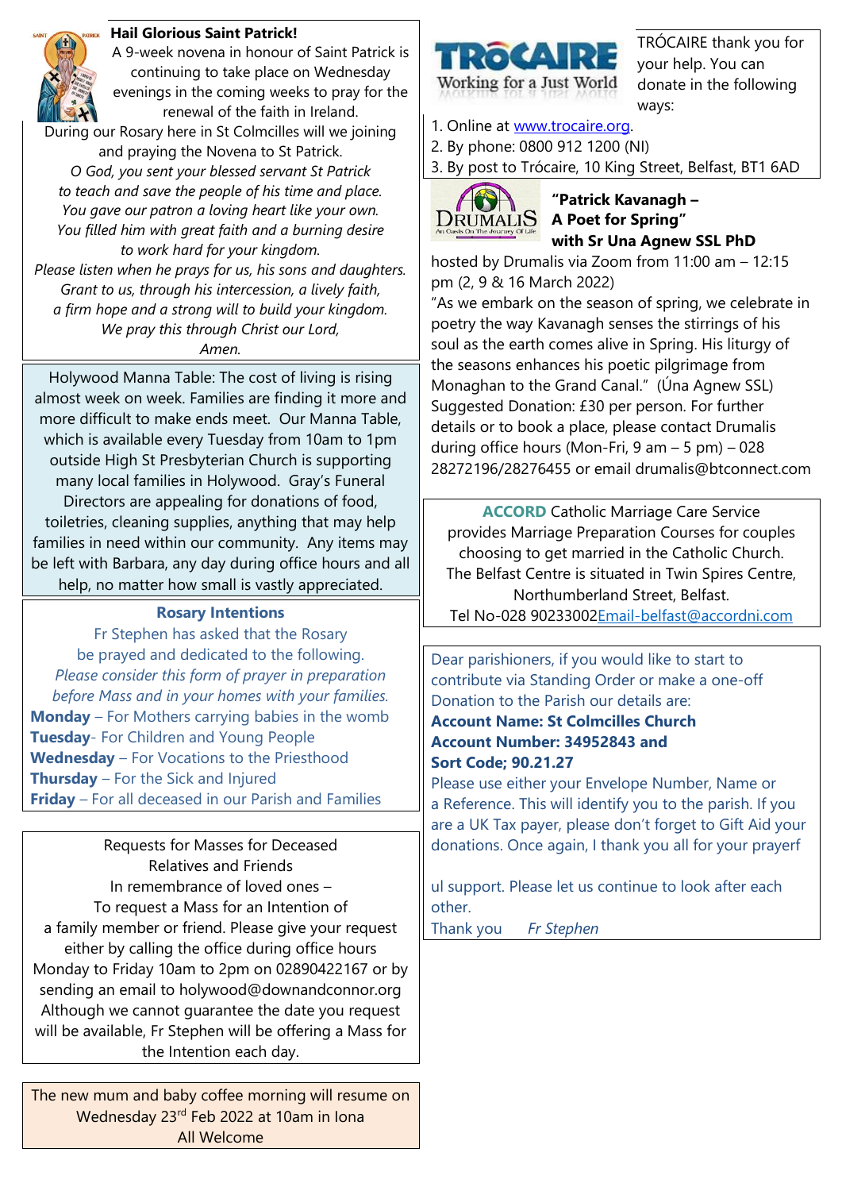**Hail Glorious Saint Patrick!**

A 9-week novena in honour of Saint Patrick is continuing to take place on Wednesday evenings in the coming weeks to pray for the renewal of the faith in Ireland.

During our Rosary here in St Colmcilles will we joining and praying the Novena to St Patrick.

*O God, you sent your blessed servant St Patrick*
*to teach and save the people of his time and place.*
*You gave our patron a loving heart like your own.*
*You filled him with great faith and a burning desire*
*to work hard for your kingdom.*
*Please listen when he prays for us, his sons and daughters.*
*Grant to us, through his intercession, a lively faith,*
*a firm hope and a strong will to build your kingdom.*
*We pray this through Christ our Lord,*
*Amen.*

Holywood Manna Table: The cost of living is rising almost week on week. Families are finding it more and more difficult to make ends meet. Our Manna Table, which is available every Tuesday from 10am to 1pm outside High St Presbyterian Church is supporting many local families in Holywood. Gray's Funeral Directors are appealing for donations of food, toiletries, cleaning supplies, anything that may help families in need within our community. Any items may be left with Barbara, any day during office hours and all help, no matter how small is vastly appreciated.

**Rosary Intentions**

Fr Stephen has asked that the Rosary be prayed and dedicated to the following.
*Please consider this form of prayer in preparation before Mass and in your homes with your families.*

**Monday** – For Mothers carrying babies in the womb
**Tuesday**- For Children and Young People
**Wednesday** – For Vocations to the Priesthood
**Thursday** – For the Sick and Injured
**Friday** – For all deceased in our Parish and Families

Requests for Masses for Deceased Relatives and Friends
In remembrance of loved ones –
To request a Mass for an Intention of a family member or friend. Please give your request either by calling the office during office hours Monday to Friday 10am to 2pm on 02890422167 or by sending an email to holywood@downandconnor.org
Although we cannot guarantee the date you request will be available, Fr Stephen will be offering a Mass for the Intention each day.

The new mum and baby coffee morning will resume on Wednesday 23rd Feb 2022 at 10am in Iona
All Welcome

TRÓCAIRE Working for a Just World

TRÓCAIRE thank you for your help. You can donate in the following ways:

1. Online at www.trocaire.org.
2. By phone: 0800 912 1200 (NI)
3. By post to Trócaire, 10 King Street, Belfast, BT1 6AD

DRUMALIS An Oasis On The Journey Of Life

**"Patrick Kavanagh – A Poet for Spring" with Sr Una Agnew SSL PhD**

hosted by Drumalis via Zoom from 11:00 am – 12:15 pm (2, 9 & 16 March 2022)

"As we embark on the season of spring, we celebrate in poetry the way Kavanagh senses the stirrings of his soul as the earth comes alive in Spring. His liturgy of the seasons enhances his poetic pilgrimage from Monaghan to the Grand Canal." (Úna Agnew SSL)

Suggested Donation: £30 per person. For further details or to book a place, please contact Drumalis during office hours (Mon-Fri, 9 am – 5 pm) – 028 28272196/28276455 or email drumalis@btconnect.com

**ACCORD** Catholic Marriage Care Service provides Marriage Preparation Courses for couples choosing to get married in the Catholic Church.
The Belfast Centre is situated in Twin Spires Centre, Northumberland Street, Belfast.
Tel No-028 90233002Email-belfast@accordni.com

Dear parishioners, if you would like to start to contribute via Standing Order or make a one-off Donation to the Parish our details are:
**Account Name: St Colmcilles Church**
**Account Number: 34952843 and**
**Sort Code; 90.21.27**
Please use either your Envelope Number, Name or a Reference. This will identify you to the parish. If you are a UK Tax payer, please don't forget to Gift Aid your donations. Once again, I thank you all for your prayerful support. Please let us continue to look after each other.
Thank you *Fr Stephen*